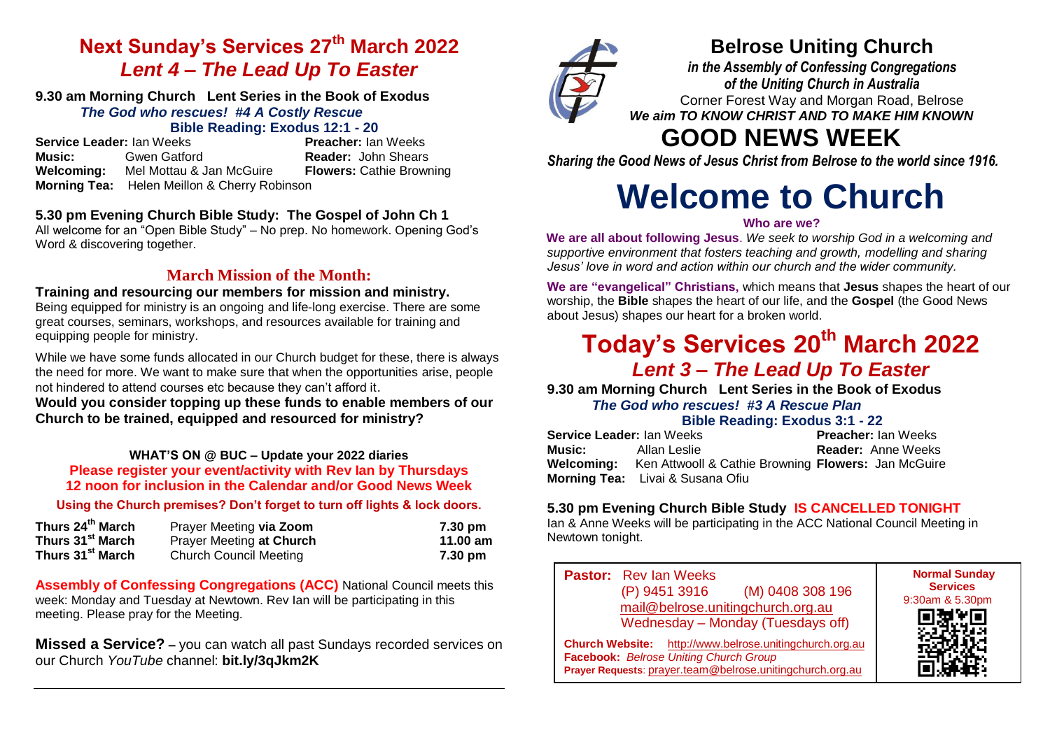# Next Sunday's Services 27th March 2022

## *Lent 4 – The Lead Up To Easter*

**9.30 am Morning Church Lent Series in the Book of Exodus**

***The God who rescues! #4 A Costly Rescue***

**Bible Reading: Exodus 12:1 - 20**

**Service Leader:** Ian Weeks
**Preacher:** Ian Weeks
**Music:** Gwen Gatford
**Reader:** John Shears
**Welcoming:** Mel Mottau & Jan McGuire
**Flowers:** Cathie Browning
**Morning Tea:** Helen Meillon & Cherry Robinson

**5.30 pm Evening Church Bible Study: The Gospel of John Ch 1**

All welcome for an "Open Bible Study" – No prep. No homework. Opening God's Word & discovering together.

## March Mission of the Month:

**Training and resourcing our members for mission and ministry.**

Being equipped for ministry is an ongoing and life-long exercise. There are some great courses, seminars, workshops, and resources available for training and equipping people for ministry.

While we have some funds allocated in our Church budget for these, there is always the need for more. We want to make sure that when the opportunities arise, people not hindered to attend courses etc because they can't afford it.

**Would you consider topping up these funds to enable members of our Church to be trained, equipped and resourced for ministry?**

**WHAT'S ON @ BUC – Update your 2022 diaries**

**Please register your event/activity with Rev Ian by Thursdays 12 noon for inclusion in the Calendar and/or Good News Week**

**Using the Church premises? Don't forget to turn off lights & lock doors.**

| | | |
|---|---|---|
| **Thurs 24th March** | Prayer Meeting **via Zoom** | **7.30 pm** |
| **Thurs 31st March** | Prayer Meeting **at Church** | **11.00 am** |
| **Thurs 31st March** | Church Council Meeting | **7.30 pm** |

**Assembly of Confessing Congregations (ACC)** National Council meets this week: Monday and Tuesday at Newtown. Rev Ian will be participating in this meeting. Please pray for the Meeting.

**Missed a Service? –** you can watch all past Sundays recorded services on our Church *YouTube* channel: **bit.ly/3qJkm2K**

# Belrose Uniting Church

***in the Assembly of Confessing Congregations of the Uniting Church in Australia***

Corner Forest Way and Morgan Road, Belrose

***We aim TO KNOW CHRIST AND TO MAKE HIM KNOWN***

# GOOD NEWS WEEK

***Sharing the Good News of Jesus Christ from Belrose to the world since 1916.***

# Welcome to Church

**Who are we?**

**We are all about following Jesus**. *We seek to worship God in a welcoming and supportive environment that fosters teaching and growth, modelling and sharing Jesus' love in word and action within our church and the wider community.*

**We are "evangelical" Christians,** which means that **Jesus** shapes the heart of our worship, the **Bible** shapes the heart of our life, and the **Gospel** (the Good News about Jesus) shapes our heart for a broken world.

# Today's Services 20th March 2022

## *Lent 3 – The Lead Up To Easter*

**9.30 am Morning Church Lent Series in the Book of Exodus**

***The God who rescues! #3 A Rescue Plan***

**Bible Reading: Exodus 3:1 - 22**

**Service Leader:** Ian Weeks
**Preacher:** Ian Weeks
**Music:** Allan Leslie
**Reader:** Anne Weeks
**Welcoming:** Ken Attwooll & Cathie Browning
**Flowers:** Jan McGuire
**Morning Tea:** Livai & Susana Ofiu

**5.30 pm Evening Church Bible Study IS CANCELLED TONIGHT**

Ian & Anne Weeks will be participating in the ACC National Council Meeting in Newtown tonight.

**Pastor:** Rev Ian Weeks
(P) 9451 3916 (M) 0408 308 196
mail@belrose.unitingchurch.org.au
Wednesday – Monday (Tuesdays off)

**Church Website:** http://www.belrose.unitingchurch.org.au
**Facebook:** *Belrose Uniting Church Group*
**Prayer Requests**: prayer.team@belrose.unitingchurch.org.au

**Normal Sunday Services**
9:30am & 5.30pm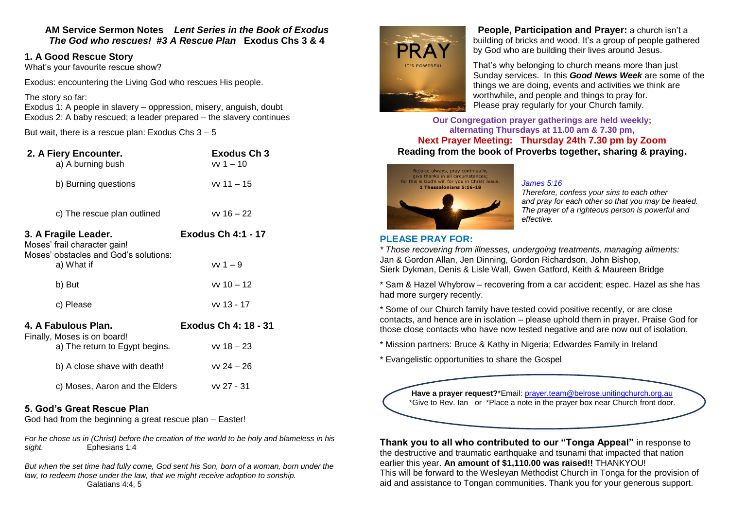## AM Service Sermon Notes *Lent Series in the Book of Exodus*
### *The God who rescues! #3 A Rescue Plan* Exodus Chs 3 & 4

### 1. A Good Rescue Story

What's your favourite rescue show?

Exodus: encountering the Living God who rescues His people.

The story so far:
Exodus 1: A people in slavery – oppression, misery, anguish, doubt
Exodus 2: A baby rescued; a leader prepared – the slavery continues

But wait, there is a rescue plan: Exodus Chs 3 – 5

### 2. A Fiery Encounter. Exodus Ch 3

a) A burning bush vv 1 – 10

b) Burning questions vv 11 – 15

c) The rescue plan outlined vv 16 – 22

### 3. A Fragile Leader. Exodus Ch 4:1 - 17

Moses' frail character gain!
Moses' obstacles and God's solutions:

a) What if vv 1 – 9

b) But vv 10 – 12

c) Please vv 13 - 17

### 4. A Fabulous Plan. Exodus Ch 4: 18 - 31

Finally, Moses is on board!

a) The return to Egypt begins. vv 18 – 23

b) A close shave with death! vv 24 – 26

c) Moses, Aaron and the Elders vv 27 - 31

### 5. God's Great Rescue Plan

God had from the beginning a great rescue plan – Easter!

*For he chose us in (Christ) before the creation of the world to be holy and blameless in his sight.* Ephesians 1:4

*But when the set time had fully come, God sent his Son, born of a woman, born under the law, to redeem those under the law, that we might receive adoption to sonship.* Galatians 4:4, 5

**People, Participation and Prayer:** a church isn't a building of bricks and wood. It's a group of people gathered by God who are building their lives around Jesus.

That's why belonging to church means more than just Sunday services. In this ***Good News Week*** are some of the things we are doing, events and activities we think are worthwhile, and people and things to pray for. Please pray regularly for your Church family.

**Our Congregation prayer gatherings are held weekly; alternating Thursdays at 11.00 am & 7.30 pm,**
**Next Prayer Meeting: Thursday 24th 7.30 pm by Zoom**
**Reading from the book of Proverbs together, sharing & praying.**

*James 5:16*
*Therefore, confess your sins to each other and pray for each other so that you may be healed. The prayer of a righteous person is powerful and effective.*

### PLEASE PRAY FOR:

* *Those recovering from illnesses, undergoing treatments, managing ailments:* Jan & Gordon Allan, Jen Dinning, Gordon Richardson, John Bishop, Sierk Dykman, Denis & Lisle Wall, Gwen Gatford, Keith & Maureen Bridge

* Sam & Hazel Whybrow – recovering from a car accident; espec. Hazel as she has had more surgery recently.

* Some of our Church family have tested covid positive recently, or are close contacts, and hence are in isolation – please uphold them in prayer. Praise God for those close contacts who have now tested negative and are now out of isolation.

* Mission partners: Bruce & Kathy in Nigeria; Edwardes Family in Ireland

* Evangelistic opportunities to share the Gospel

**Have a prayer request?***Email: prayer.team@belrose.unitingchurch.org.au
*Give to Rev. Ian or *Place a note in the prayer box near Church front door.

**Thank you to all who contributed to our "Tonga Appeal"** in response to the destructive and traumatic earthquake and tsunami that impacted that nation earlier this year. **An amount of $1,110.00 was raised!!** THANKYOU!
This will be forward to the Wesleyan Methodist Church in Tonga for the provision of aid and assistance to Tongan communities. Thank you for your generous support.